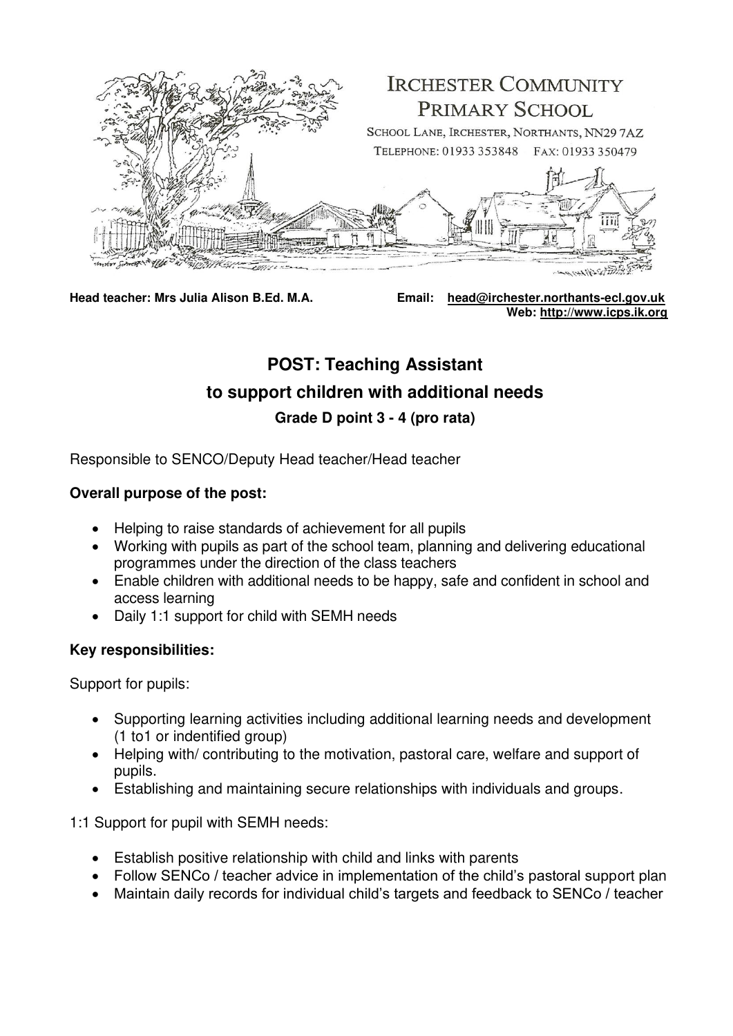# IRCHESTER COMMUNITY PRIMARY SCHOOL

SCHOOL LANE, IRCHESTER, NORTHANTS, NN29 7AZ

TELEPHONE: 01933 353848 FAX: 01933 350479

**Head teacher: Mrs Julia Alison B.Ed. M.A.** **Email: head@irchester.northants-ecl.gov.uk**
**Web: http://www.icps.ik.org**

## POST: Teaching Assistant
## to support children with additional needs
### Grade D point 3 - 4 (pro rata)

Responsible to SENCO/Deputy Head teacher/Head teacher

**Overall purpose of the post:**

- Helping to raise standards of achievement for all pupils
- Working with pupils as part of the school team, planning and delivering educational programmes under the direction of the class teachers
- Enable children with additional needs to be happy, safe and confident in school and access learning
- Daily 1:1 support for child with SEMH needs

**Key responsibilities:**

Support for pupils:

- Supporting learning activities including additional learning needs and development (1 to1 or indentified group)
- Helping with/ contributing to the motivation, pastoral care, welfare and support of pupils.
- Establishing and maintaining secure relationships with individuals and groups.

1:1 Support for pupil with SEMH needs:

- Establish positive relationship with child and links with parents
- Follow SENCo / teacher advice in implementation of the child's pastoral support plan
- Maintain daily records for individual child's targets and feedback to SENCo / teacher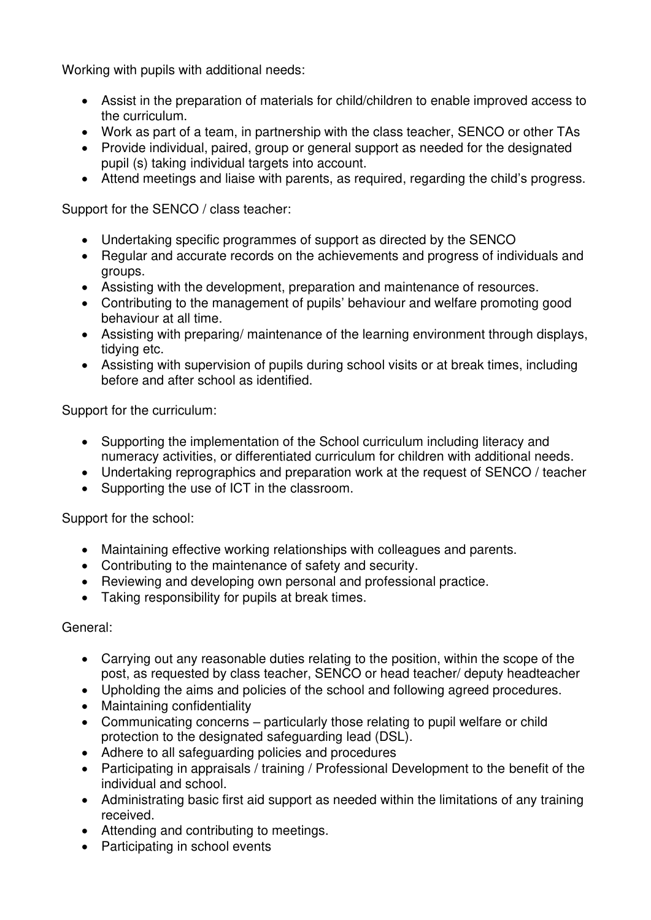Working with pupils with additional needs:

- Assist in the preparation of materials for child/children to enable improved access to the curriculum.
- Work as part of a team, in partnership with the class teacher, SENCO or other TAs
- Provide individual, paired, group or general support as needed for the designated pupil (s) taking individual targets into account.
- Attend meetings and liaise with parents, as required, regarding the child's progress.

Support for the SENCO / class teacher:

- Undertaking specific programmes of support as directed by the SENCO
- Regular and accurate records on the achievements and progress of individuals and groups.
- Assisting with the development, preparation and maintenance of resources.
- Contributing to the management of pupils' behaviour and welfare promoting good behaviour at all time.
- Assisting with preparing/ maintenance of the learning environment through displays, tidying etc.
- Assisting with supervision of pupils during school visits or at break times, including before and after school as identified.

Support for the curriculum:

- Supporting the implementation of the School curriculum including literacy and numeracy activities, or differentiated curriculum for children with additional needs.
- Undertaking reprographics and preparation work at the request of SENCO / teacher
- Supporting the use of ICT in the classroom.

Support for the school:

- Maintaining effective working relationships with colleagues and parents.
- Contributing to the maintenance of safety and security.
- Reviewing and developing own personal and professional practice.
- Taking responsibility for pupils at break times.

General:

- Carrying out any reasonable duties relating to the position, within the scope of the post, as requested by class teacher, SENCO or head teacher/ deputy headteacher
- Upholding the aims and policies of the school and following agreed procedures.
- Maintaining confidentiality
- Communicating concerns – particularly those relating to pupil welfare or child protection to the designated safeguarding lead (DSL).
- Adhere to all safeguarding policies and procedures
- Participating in appraisals / training / Professional Development to the benefit of the individual and school.
- Administrating basic first aid support as needed within the limitations of any training received.
- Attending and contributing to meetings.
- Participating in school events